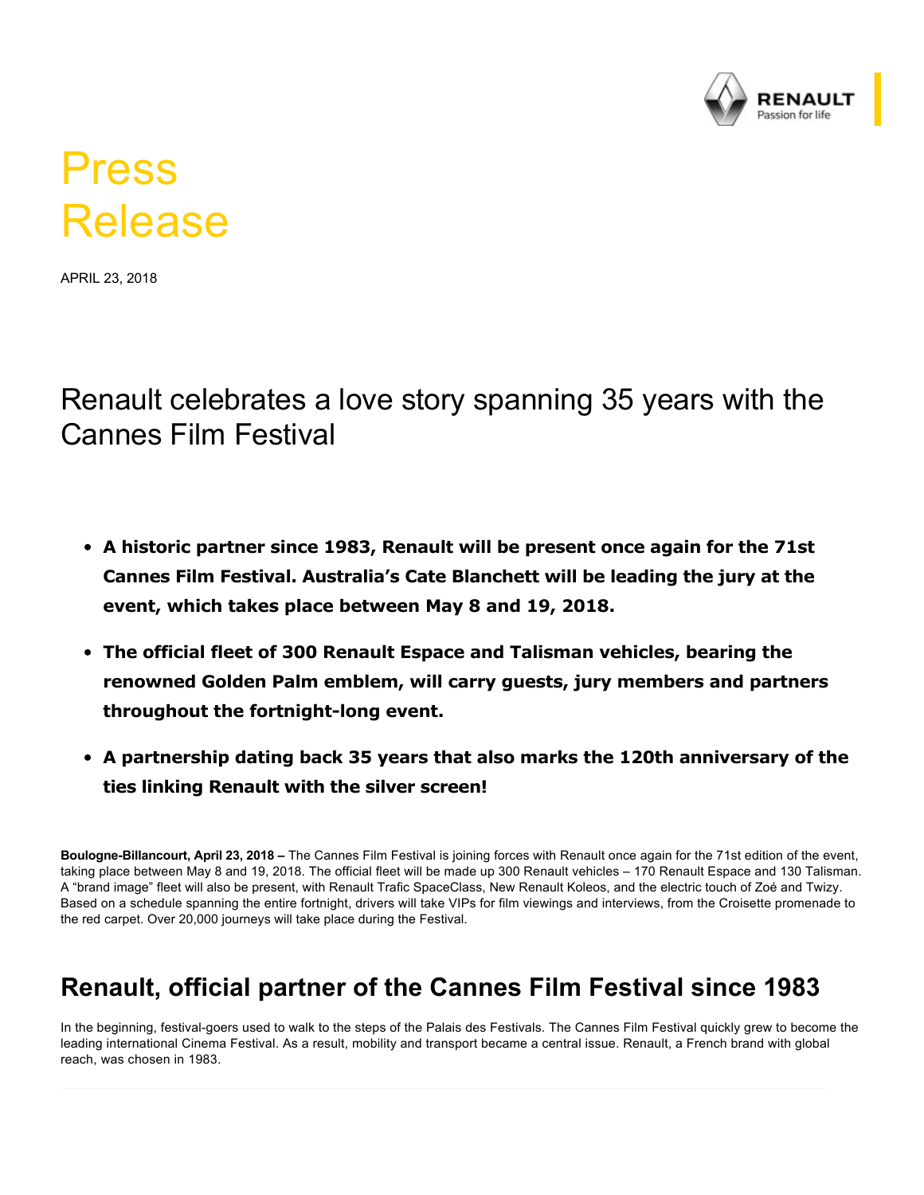# Press Release

APRIL 23, 2018

# Renault celebrates a love story spanning 35 years with the Cannes Film Festival

- **A historic partner since 1983, Renault will be present once again for the 71st Cannes Film Festival. Australia's Cate Blanchett will be leading the jury at the event, which takes place between May 8 and 19, 2018.**
- **The official fleet of 300 Renault Espace and Talisman vehicles, bearing the renowned Golden Palm emblem, will carry guests, jury members and partners throughout the fortnight-long event.**
- **A partnership dating back 35 years that also marks the 120th anniversary of the ties linking Renault with the silver screen!**

**Boulogne-Billancourt, April 23, 2018 –** The Cannes Film Festival is joining forces with Renault once again for the 71st edition of the event, taking place between May 8 and 19, 2018. The official fleet will be made up 300 Renault vehicles – 170 Renault Espace and 130 Talisman. A "brand image" fleet will also be present, with Renault Trafic SpaceClass, New Renault Koleos, and the electric touch of Zoé and Twizy. Based on a schedule spanning the entire fortnight, drivers will take VIPs for film viewings and interviews, from the Croisette promenade to the red carpet. Over 20,000 journeys will take place during the Festival.

## Renault, official partner of the Cannes Film Festival since 1983

In the beginning, festival-goers used to walk to the steps of the Palais des Festivals. The Cannes Film Festival quickly grew to become the leading international Cinema Festival. As a result, mobility and transport became a central issue. Renault, a French brand with global reach, was chosen in 1983.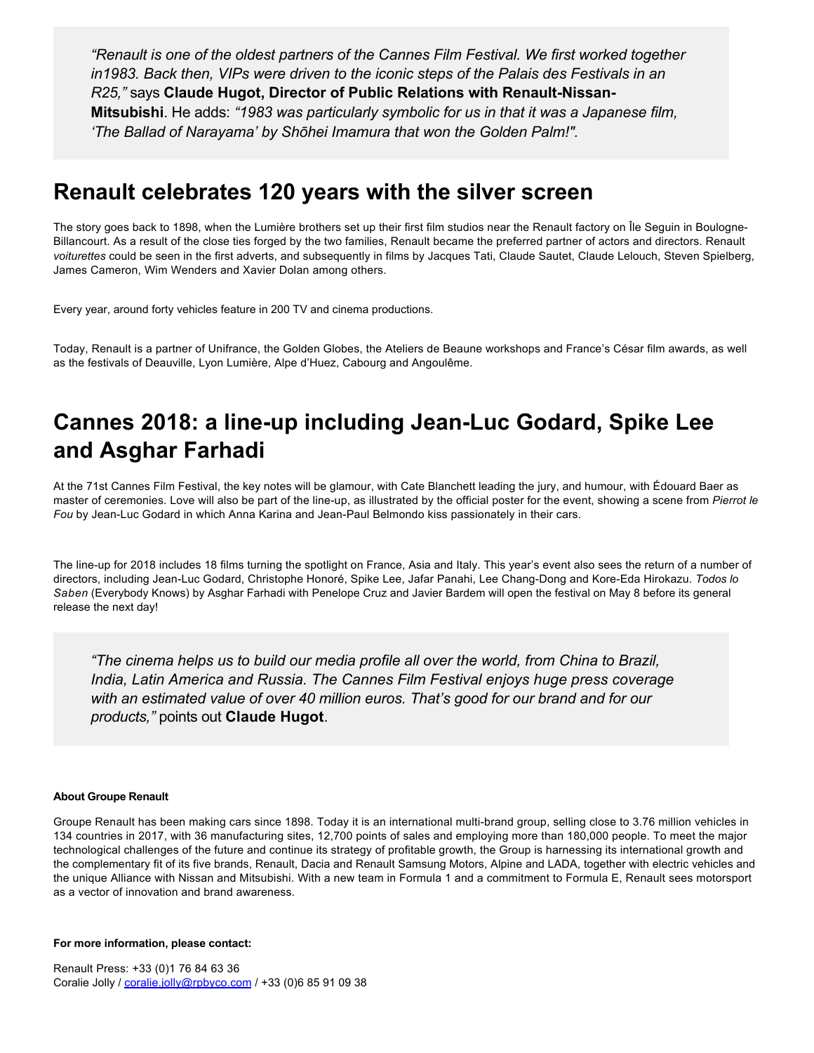> *"Renault is one of the oldest partners of the Cannes Film Festival. We first worked together in1983. Back then, VIPs were driven to the iconic steps of the Palais des Festivals in an R25,"* says **Claude Hugot, Director of Public Relations with Renault-Nissan-Mitsubishi**. He adds: *"1983 was particularly symbolic for us in that it was a Japanese film, 'The Ballad of Narayama' by Shōhei Imamura that won the Golden Palm!".*

## Renault celebrates 120 years with the silver screen

The story goes back to 1898, when the Lumière brothers set up their first film studios near the Renault factory on Île Seguin in Boulogne-Billancourt. As a result of the close ties forged by the two families, Renault became the preferred partner of actors and directors. Renault *voiturettes* could be seen in the first adverts, and subsequently in films by Jacques Tati, Claude Sautet, Claude Lelouch, Steven Spielberg, James Cameron, Wim Wenders and Xavier Dolan among others.

Every year, around forty vehicles feature in 200 TV and cinema productions.

Today, Renault is a partner of Unifrance, the Golden Globes, the Ateliers de Beaune workshops and France's César film awards, as well as the festivals of Deauville, Lyon Lumière, Alpe d'Huez, Cabourg and Angoulême.

## Cannes 2018: a line-up including Jean-Luc Godard, Spike Lee and Asghar Farhadi

At the 71st Cannes Film Festival, the key notes will be glamour, with Cate Blanchett leading the jury, and humour, with Édouard Baer as master of ceremonies. Love will also be part of the line-up, as illustrated by the official poster for the event, showing a scene from *Pierrot le Fou* by Jean-Luc Godard in which Anna Karina and Jean-Paul Belmondo kiss passionately in their cars.

The line-up for 2018 includes 18 films turning the spotlight on France, Asia and Italy. This year's event also sees the return of a number of directors, including Jean-Luc Godard, Christophe Honoré, Spike Lee, Jafar Panahi, Lee Chang-Dong and Kore-Eda Hirokazu. *Todos lo Saben* (Everybody Knows) by Asghar Farhadi with Penelope Cruz and Javier Bardem will open the festival on May 8 before its general release the next day!

> *"The cinema helps us to build our media profile all over the world, from China to Brazil, India, Latin America and Russia. The Cannes Film Festival enjoys huge press coverage with an estimated value of over 40 million euros. That's good for our brand and for our products,"* points out **Claude Hugot**.

**About Groupe Renault**

Groupe Renault has been making cars since 1898. Today it is an international multi-brand group, selling close to 3.76 million vehicles in 134 countries in 2017, with 36 manufacturing sites, 12,700 points of sales and employing more than 180,000 people. To meet the major technological challenges of the future and continue its strategy of profitable growth, the Group is harnessing its international growth and the complementary fit of its five brands, Renault, Dacia and Renault Samsung Motors, Alpine and LADA, together with electric vehicles and the unique Alliance with Nissan and Mitsubishi. With a new team in Formula 1 and a commitment to Formula E, Renault sees motorsport as a vector of innovation and brand awareness.

**For more information, please contact:**

Renault Press: +33 (0)1 76 84 63 36
Coralie Jolly / coralie.jolly@rpbyco.com / +33 (0)6 85 91 09 38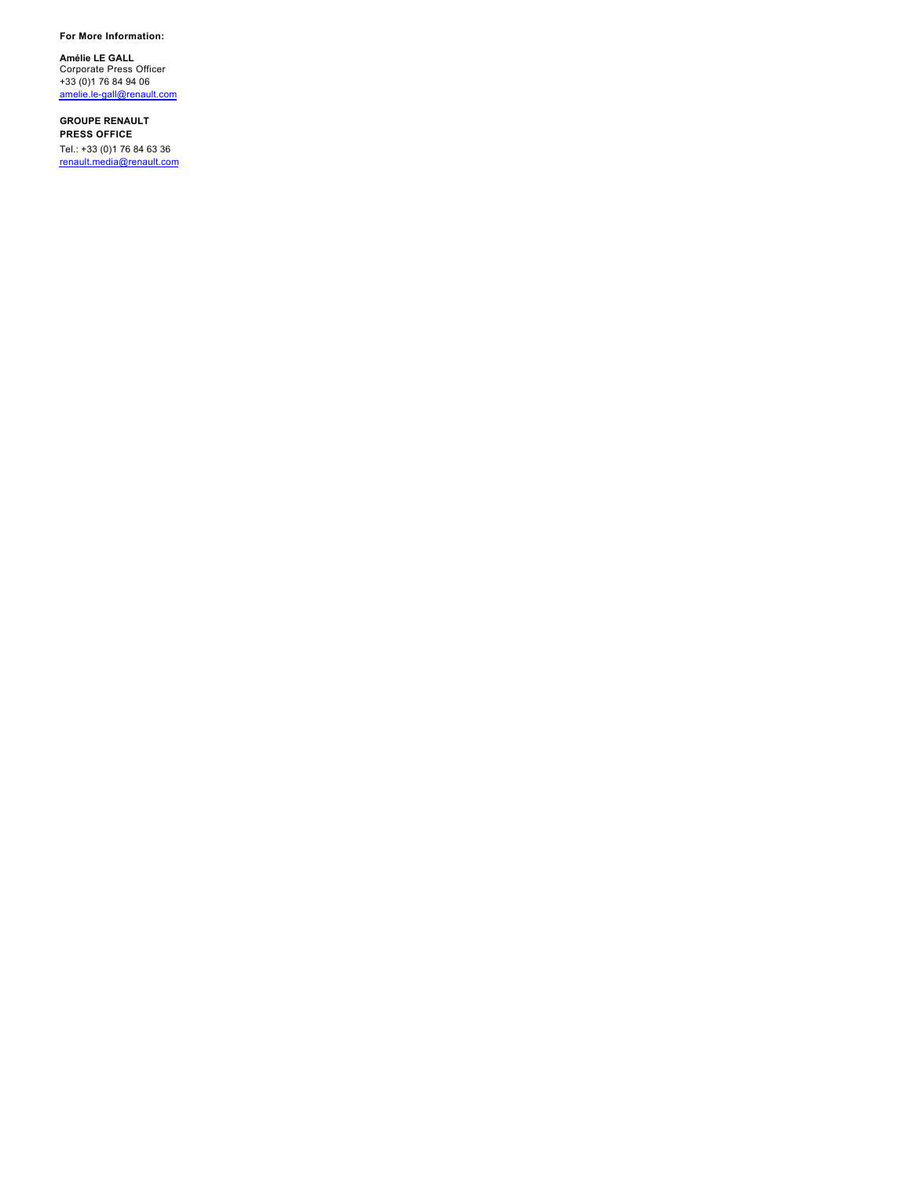**For More Information:**

**Amélie LE GALL**
Corporate Press Officer
+33 (0)1 76 84 94 06
amelie.le-gall@renault.com

**GROUPE RENAULT**
**PRESS OFFICE**
Tel.: +33 (0)1 76 84 63 36
renault.media@renault.com